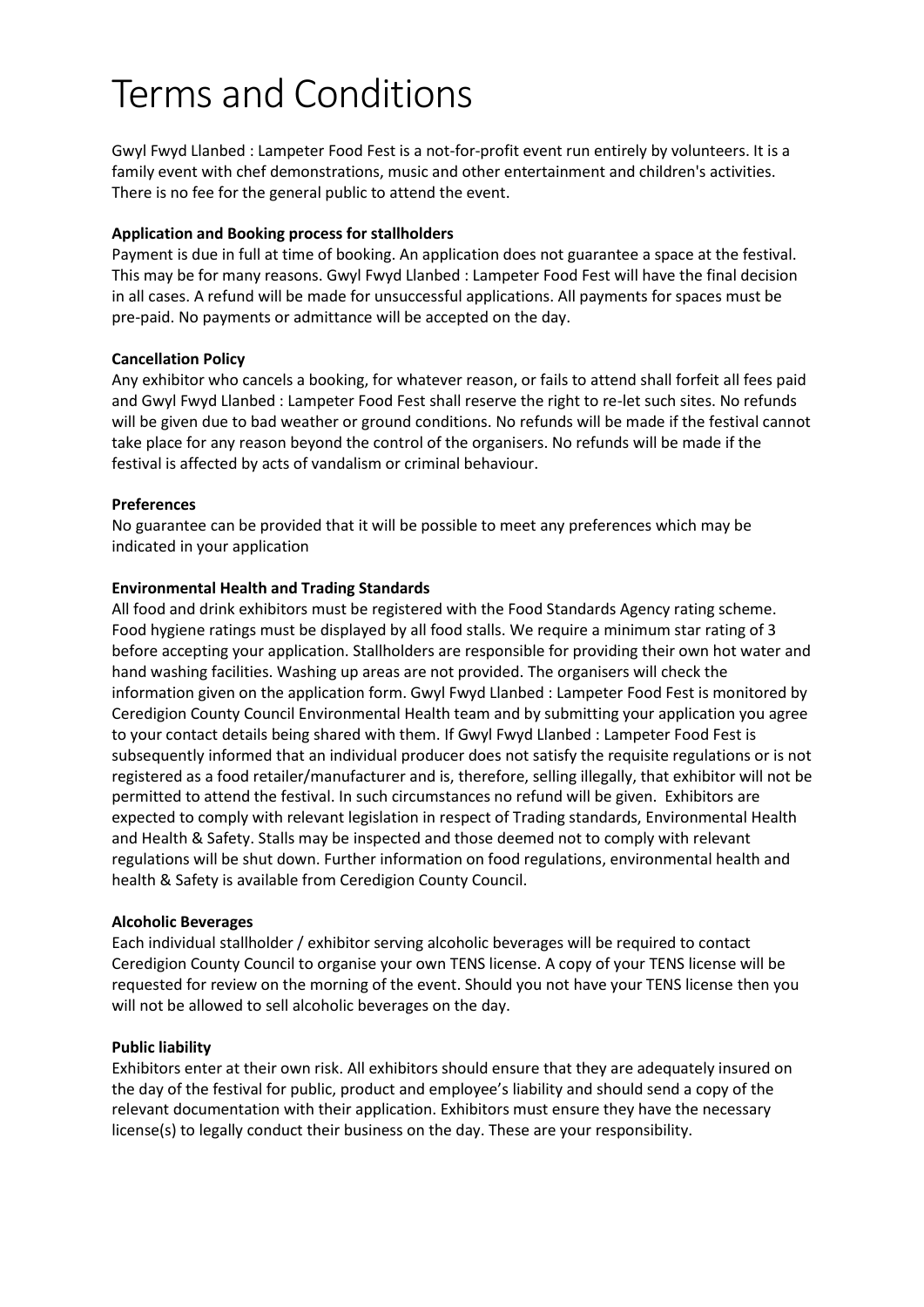# Terms and Conditions

Gwyl Fwyd Llanbed : Lampeter Food Fest is a not-for-profit event run entirely by volunteers. It is a family event with chef demonstrations, music and other entertainment and children's activities. There is no fee for the general public to attend the event.

**Application and Booking process for stallholders**

Payment is due in full at time of booking. An application does not guarantee a space at the festival. This may be for many reasons. Gwyl Fwyd Llanbed : Lampeter Food Fest will have the final decision in all cases. A refund will be made for unsuccessful applications. All payments for spaces must be pre-paid. No payments or admittance will be accepted on the day.

**Cancellation Policy**

Any exhibitor who cancels a booking, for whatever reason, or fails to attend shall forfeit all fees paid and Gwyl Fwyd Llanbed : Lampeter Food Fest shall reserve the right to re-let such sites. No refunds will be given due to bad weather or ground conditions. No refunds will be made if the festival cannot take place for any reason beyond the control of the organisers. No refunds will be made if the festival is affected by acts of vandalism or criminal behaviour.

**Preferences**

No guarantee can be provided that it will be possible to meet any preferences which may be indicated in your application

**Environmental Health and Trading Standards**

All food and drink exhibitors must be registered with the Food Standards Agency rating scheme. Food hygiene ratings must be displayed by all food stalls. We require a minimum star rating of 3 before accepting your application. Stallholders are responsible for providing their own hot water and hand washing facilities. Washing up areas are not provided. The organisers will check the information given on the application form. Gwyl Fwyd Llanbed : Lampeter Food Fest is monitored by Ceredigion County Council Environmental Health team and by submitting your application you agree to your contact details being shared with them. If Gwyl Fwyd Llanbed : Lampeter Food Fest is subsequently informed that an individual producer does not satisfy the requisite regulations or is not registered as a food retailer/manufacturer and is, therefore, selling illegally, that exhibitor will not be permitted to attend the festival. In such circumstances no refund will be given. Exhibitors are expected to comply with relevant legislation in respect of Trading standards, Environmental Health and Health & Safety. Stalls may be inspected and those deemed not to comply with relevant regulations will be shut down. Further information on food regulations, environmental health and health & Safety is available from Ceredigion County Council.

**Alcoholic Beverages**

Each individual stallholder / exhibitor serving alcoholic beverages will be required to contact Ceredigion County Council to organise your own TENS license. A copy of your TENS license will be requested for review on the morning of the event. Should you not have your TENS license then you will not be allowed to sell alcoholic beverages on the day.

**Public liability**

Exhibitors enter at their own risk. All exhibitors should ensure that they are adequately insured on the day of the festival for public, product and employee's liability and should send a copy of the relevant documentation with their application. Exhibitors must ensure they have the necessary license(s) to legally conduct their business on the day. These are your responsibility.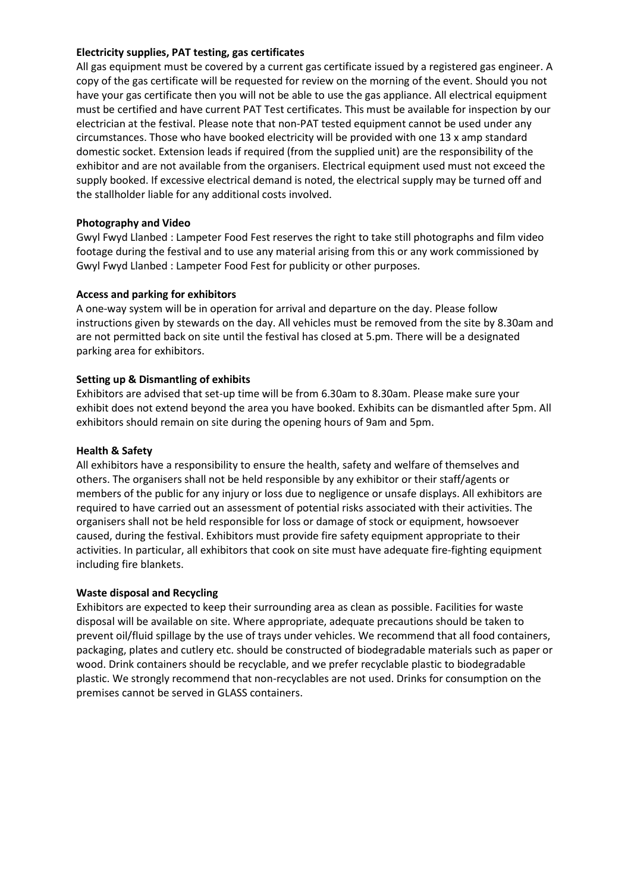**Electricity supplies, PAT testing, gas certificates**

All gas equipment must be covered by a current gas certificate issued by a registered gas engineer. A copy of the gas certificate will be requested for review on the morning of the event. Should you not have your gas certificate then you will not be able to use the gas appliance. All electrical equipment must be certified and have current PAT Test certificates. This must be available for inspection by our electrician at the festival. Please note that non-PAT tested equipment cannot be used under any circumstances. Those who have booked electricity will be provided with one 13 x amp standard domestic socket. Extension leads if required (from the supplied unit) are the responsibility of the exhibitor and are not available from the organisers. Electrical equipment used must not exceed the supply booked. If excessive electrical demand is noted, the electrical supply may be turned off and the stallholder liable for any additional costs involved.

**Photography and Video**

Gwyl Fwyd Llanbed : Lampeter Food Fest reserves the right to take still photographs and film video footage during the festival and to use any material arising from this or any work commissioned by Gwyl Fwyd Llanbed : Lampeter Food Fest for publicity or other purposes.

**Access and parking for exhibitors**

A one-way system will be in operation for arrival and departure on the day. Please follow instructions given by stewards on the day. All vehicles must be removed from the site by 8.30am and are not permitted back on site until the festival has closed at 5.pm. There will be a designated parking area for exhibitors.

**Setting up & Dismantling of exhibits**

Exhibitors are advised that set-up time will be from 6.30am to 8.30am. Please make sure your exhibit does not extend beyond the area you have booked. Exhibits can be dismantled after 5pm. All exhibitors should remain on site during the opening hours of 9am and 5pm.

**Health & Safety**

All exhibitors have a responsibility to ensure the health, safety and welfare of themselves and others. The organisers shall not be held responsible by any exhibitor or their staff/agents or members of the public for any injury or loss due to negligence or unsafe displays. All exhibitors are required to have carried out an assessment of potential risks associated with their activities. The organisers shall not be held responsible for loss or damage of stock or equipment, howsoever caused, during the festival. Exhibitors must provide fire safety equipment appropriate to their activities. In particular, all exhibitors that cook on site must have adequate fire-fighting equipment including fire blankets.

**Waste disposal and Recycling**

Exhibitors are expected to keep their surrounding area as clean as possible. Facilities for waste disposal will be available on site. Where appropriate, adequate precautions should be taken to prevent oil/fluid spillage by the use of trays under vehicles. We recommend that all food containers, packaging, plates and cutlery etc. should be constructed of biodegradable materials such as paper or wood. Drink containers should be recyclable, and we prefer recyclable plastic to biodegradable plastic. We strongly recommend that non-recyclables are not used. Drinks for consumption on the premises cannot be served in GLASS containers.